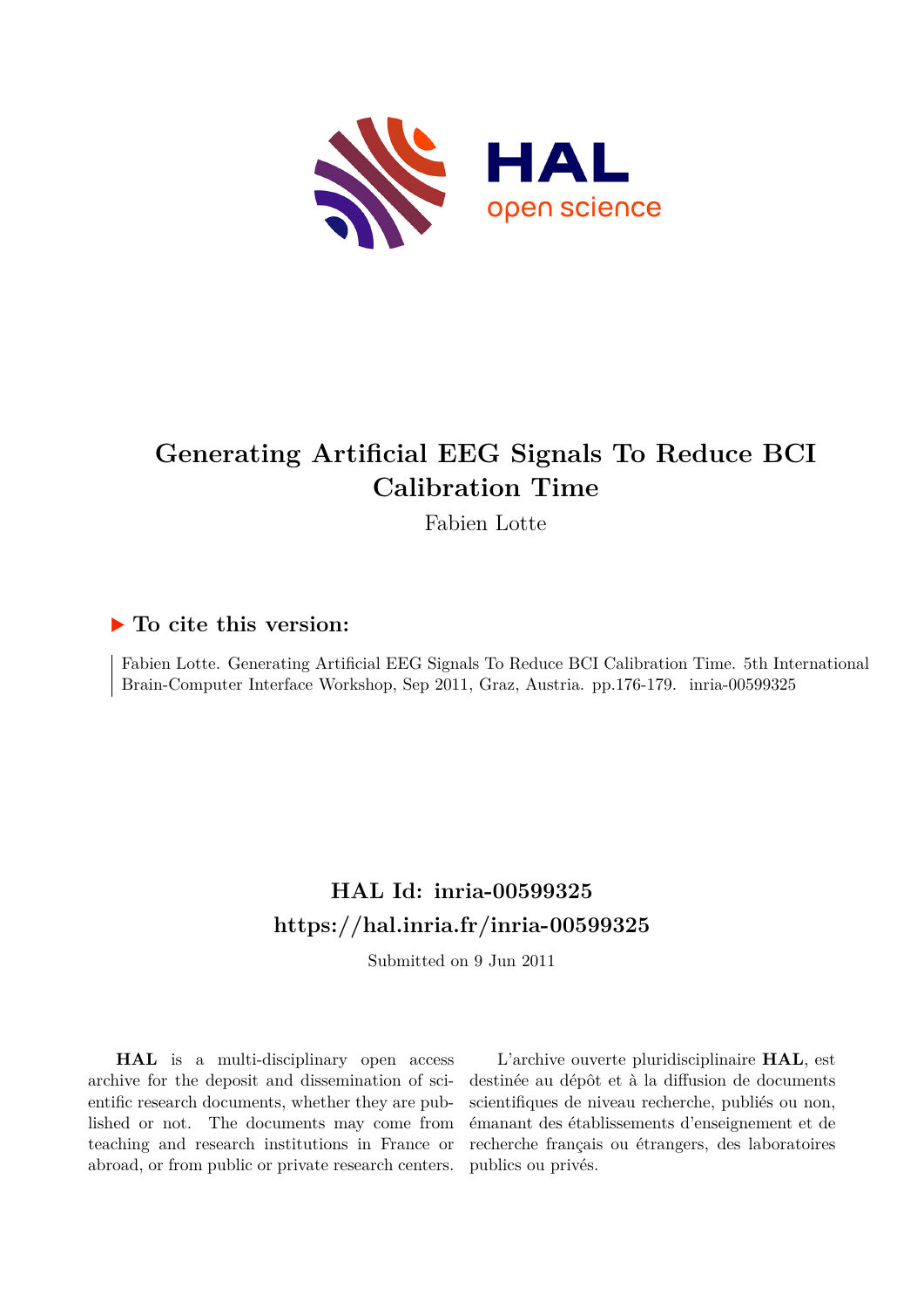# Generating Artificial EEG Signals To Reduce BCI Calibration Time

Fabien Lotte

## ▶ To cite this version:

Fabien Lotte. Generating Artificial EEG Signals To Reduce BCI Calibration Time. 5th International Brain-Computer Interface Workshop, Sep 2011, Graz, Austria. pp.176-179. inria-00599325

## HAL Id: inria-00599325

## https://hal.inria.fr/inria-00599325

Submitted on 9 Jun 2011

**HAL** is a multi-disciplinary open access archive for the deposit and dissemination of scientific research documents, whether they are published or not. The documents may come from teaching and research institutions in France or abroad, or from public or private research centers.

L'archive ouverte pluridisciplinaire **HAL**, est destinée au dépôt et à la diffusion de documents scientifiques de niveau recherche, publiés ou non, émanant des établissements d'enseignement et de recherche français ou étrangers, des laboratoires publics ou privés.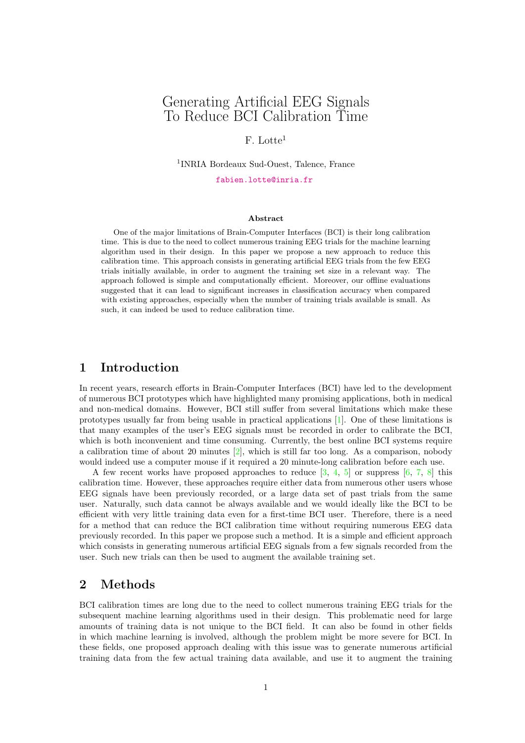# Generating Artificial EEG Signals To Reduce BCI Calibration Time

F. Lotte[1]

[1]INRIA Bordeaux Sud-Ouest, Talence, France

fabien.lotte@inria.fr

### Abstract

One of the major limitations of Brain-Computer Interfaces (BCI) is their long calibration time. This is due to the need to collect numerous training EEG trials for the machine learning algorithm used in their design. In this paper we propose a new approach to reduce this calibration time. This approach consists in generating artificial EEG trials from the few EEG trials initially available, in order to augment the training set size in a relevant way. The approach followed is simple and computationally efficient. Moreover, our offline evaluations suggested that it can lead to significant increases in classification accuracy when compared with existing approaches, especially when the number of training trials available is small. As such, it can indeed be used to reduce calibration time.

## 1 Introduction

In recent years, research efforts in Brain-Computer Interfaces (BCI) have led to the development of numerous BCI prototypes which have highlighted many promising applications, both in medical and non-medical domains. However, BCI still suffer from several limitations which make these prototypes usually far from being usable in practical applications [1]. One of these limitations is that many examples of the user's EEG signals must be recorded in order to calibrate the BCI, which is both inconvenient and time consuming. Currently, the best online BCI systems require a calibration time of about 20 minutes [2], which is still far too long. As a comparison, nobody would indeed use a computer mouse if it required a 20 minute-long calibration before each use.

A few recent works have proposed approaches to reduce [3, 4, 5] or suppress [6, 7, 8] this calibration time. However, these approaches require either data from numerous other users whose EEG signals have been previously recorded, or a large data set of past trials from the same user. Naturally, such data cannot be always available and we would ideally like the BCI to be efficient with very little training data even for a first-time BCI user. Therefore, there is a need for a method that can reduce the BCI calibration time without requiring numerous EEG data previously recorded. In this paper we propose such a method. It is a simple and efficient approach which consists in generating numerous artificial EEG signals from a few signals recorded from the user. Such new trials can then be used to augment the available training set.

## 2 Methods

BCI calibration times are long due to the need to collect numerous training EEG trials for the subsequent machine learning algorithms used in their design. This problematic need for large amounts of training data is not unique to the BCI field. It can also be found in other fields in which machine learning is involved, although the problem might be more severe for BCI. In these fields, one proposed approach dealing with this issue was to generate numerous artificial training data from the few actual training data available, and use it to augment the training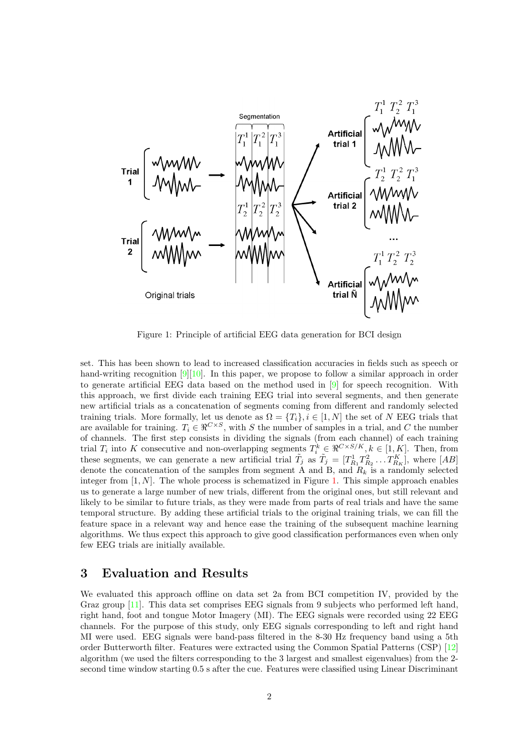Figure 1: Principle of artificial EEG data generation for BCI design

set. This has been shown to lead to increased classification accuracies in fields such as speech or hand-writing recognition [9][10]. In this paper, we propose to follow a similar approach in order to generate artificial EEG data based on the method used in [9] for speech recognition. With this approach, we first divide each training EEG trial into several segments, and then generate new artificial trials as a concatenation of segments coming from different and randomly selected training trials. More formally, let us denote as $\Omega = \{T_i\}, i \in [1, N]$ the set of $N$ EEG trials that are available for training. $T_i \in \Re^{C \times S}$, with $S$ the number of samples in a trial, and $C$ the number of channels. The first step consists in dividing the signals (from each channel) of each training trial $T_i$ into $K$ consecutive and non-overlapping segments $T_i^k \in \Re^{C \times S/K}, k \in [1, K]$. Then, from these segments, we can generate a new artificial trial $\tilde{T}_j$ as $\tilde{T}_j = [T_{R_1}^1 T_{R_2}^2 \dots T_{R_K}^K]$, where $[AB]$ denote the concatenation of the samples from segment A and B, and $R_k$ is a randomly selected integer from $[1, N]$. The whole process is schematized in Figure 1. This simple approach enables us to generate a large number of new trials, different from the original ones, but still relevant and likely to be similar to future trials, as they were made from parts of real trials and have the same temporal structure. By adding these artificial trials to the original training trials, we can fill the feature space in a relevant way and hence ease the training of the subsequent machine learning algorithms. We thus expect this approach to give good classification performances even when only few EEG trials are initially available.

## 3 Evaluation and Results

We evaluated this approach offline on data set 2a from BCI competition IV, provided by the Graz group [11]. This data set comprises EEG signals from 9 subjects who performed left hand, right hand, foot and tongue Motor Imagery (MI). The EEG signals were recorded using 22 EEG channels. For the purpose of this study, only EEG signals corresponding to left and right hand MI were used. EEG signals were band-pass filtered in the 8-30 Hz frequency band using a 5th order Butterworth filter. Features were extracted using the Common Spatial Patterns (CSP) [12] algorithm (we used the filters corresponding to the 3 largest and smallest eigenvalues) from the 2-second time window starting 0.5 s after the cue. Features were classified using Linear Discriminant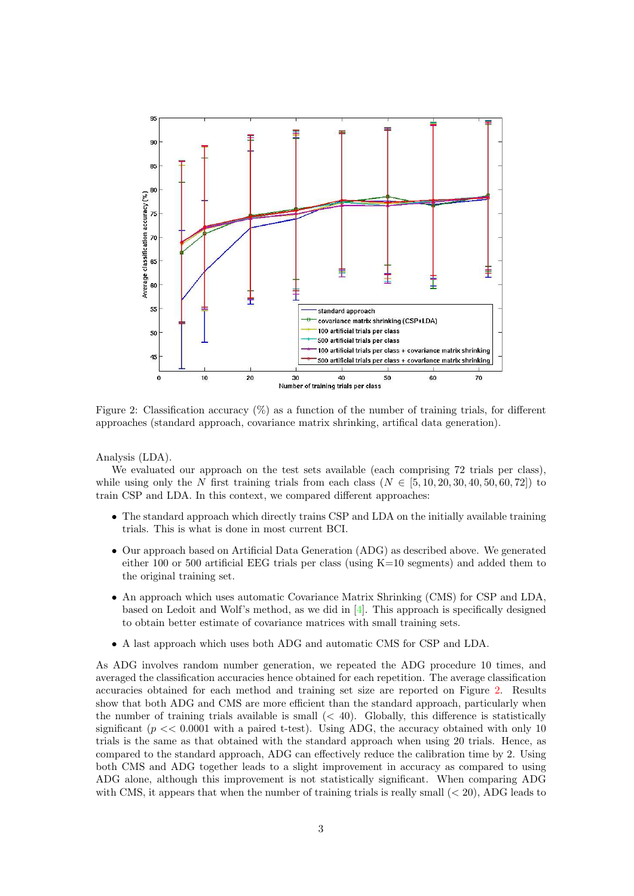Figure 2: Classification accuracy (%) as a function of the number of training trials, for different approaches (standard approach, covariance matrix shrinking, artifical data generation).

Analysis (LDA).

We evaluated our approach on the test sets available (each comprising 72 trials per class), while using only the $N$ first training trials from each class ($N \in [5, 10, 20, 30, 40, 50, 60, 72]$) to train CSP and LDA. In this context, we compared different approaches:

- The standard approach which directly trains CSP and LDA on the initially available training trials. This is what is done in most current BCI.
- Our approach based on Artificial Data Generation (ADG) as described above. We generated either 100 or 500 artificial EEG trials per class (using K=10 segments) and added them to the original training set.
- An approach which uses automatic Covariance Matrix Shrinking (CMS) for CSP and LDA, based on Ledoit and Wolf's method, as we did in [4]. This approach is specifically designed to obtain better estimate of covariance matrices with small training sets.
- A last approach which uses both ADG and automatic CMS for CSP and LDA.

As ADG involves random number generation, we repeated the ADG procedure 10 times, and averaged the classification accuracies hence obtained for each repetition. The average classification accuracies obtained for each method and training set size are reported on Figure 2. Results show that both ADG and CMS are more efficient than the standard approach, particularly when the number of training trials available is small ($< 40$). Globally, this difference is statistically significant ($p << 0.0001$ with a paired t-test). Using ADG, the accuracy obtained with only 10 trials is the same as that obtained with the standard approach when using 20 trials. Hence, as compared to the standard approach, ADG can effectively reduce the calibration time by 2. Using both CMS and ADG together leads to a slight improvement in accuracy as compared to using ADG alone, although this improvement is not statistically significant. When comparing ADG with CMS, it appears that when the number of training trials is really small ($< 20$), ADG leads to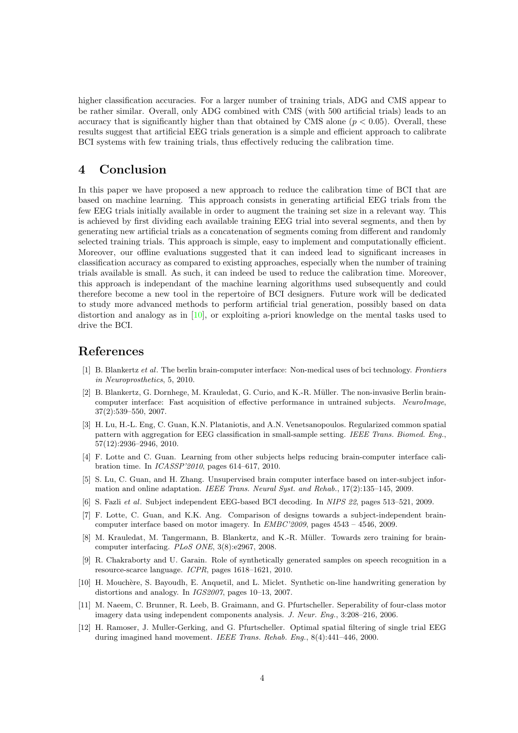higher classification accuracies. For a larger number of training trials, ADG and CMS appear to be rather similar. Overall, only ADG combined with CMS (with 500 artificial trials) leads to an accuracy that is significantly higher than that obtained by CMS alone ($p < 0.05$). Overall, these results suggest that artificial EEG trials generation is a simple and efficient approach to calibrate BCI systems with few training trials, thus effectively reducing the calibration time.

## 4 Conclusion

In this paper we have proposed a new approach to reduce the calibration time of BCI that are based on machine learning. This approach consists in generating artificial EEG trials from the few EEG trials initially available in order to augment the training set size in a relevant way. This is achieved by first dividing each available training EEG trial into several segments, and then by generating new artificial trials as a concatenation of segments coming from different and randomly selected training trials. This approach is simple, easy to implement and computationally efficient. Moreover, our offline evaluations suggested that it can indeed lead to significant increases in classification accuracy as compared to existing approaches, especially when the number of training trials available is small. As such, it can indeed be used to reduce the calibration time. Moreover, this approach is independant of the machine learning algorithms used subsequently and could therefore become a new tool in the repertoire of BCI designers. Future work will be dedicated to study more advanced methods to perform artificial trial generation, possibly based on data distortion and analogy as in [10], or exploiting a-priori knowledge on the mental tasks used to drive the BCI.

## References

[1] B. Blankertz *et al*. The berlin brain-computer interface: Non-medical uses of bci technology. *Frontiers in Neuroprosthetics*, 5, 2010.

[2] B. Blankertz, G. Dornhege, M. Krauledat, G. Curio, and K.-R. Müller. The non-invasive Berlin brain-computer interface: Fast acquisition of effective performance in untrained subjects. *NeuroImage*, 37(2):539–550, 2007.

[3] H. Lu, H.-L. Eng, C. Guan, K.N. Plataniotis, and A.N. Venetsanopoulos. Regularized common spatial pattern with aggregation for EEG classification in small-sample setting. *IEEE Trans. Biomed. Eng.*, 57(12):2936–2946, 2010.

[4] F. Lotte and C. Guan. Learning from other subjects helps reducing brain-computer interface calibration time. In *ICASSP'2010*, pages 614–617, 2010.

[5] S. Lu, C. Guan, and H. Zhang. Unsupervised brain computer interface based on inter-subject information and online adaptation. *IEEE Trans. Neural Syst. and Rehab.*, 17(2):135–145, 2009.

[6] S. Fazli *et al*. Subject independent EEG-based BCI decoding. In *NIPS 22*, pages 513–521, 2009.

[7] F. Lotte, C. Guan, and K.K. Ang. Comparison of designs towards a subject-independent brain-computer interface based on motor imagery. In *EMBC'2009*, pages 4543 – 4546, 2009.

[8] M. Krauledat, M. Tangermann, B. Blankertz, and K.-R. Müller. Towards zero training for brain-computer interfacing. *PLoS ONE*, 3(8):e2967, 2008.

[9] R. Chakraborty and U. Garain. Role of synthetically generated samples on speech recognition in a resource-scarce language. *ICPR*, pages 1618–1621, 2010.

[10] H. Mouchère, S. Bayoudh, E. Anquetil, and L. Miclet. Synthetic on-line handwriting generation by distortions and analogy. In *IGS2007*, pages 10–13, 2007.

[11] M. Naeem, C. Brunner, R. Leeb, B. Graimann, and G. Pfurtscheller. Seperability of four-class motor imagery data using independent components analysis. *J. Neur. Eng.*, 3:208–216, 2006.

[12] H. Ramoser, J. Muller-Gerking, and G. Pfurtscheller. Optimal spatial filtering of single trial EEG during imagined hand movement. *IEEE Trans. Rehab. Eng.*, 8(4):441–446, 2000.